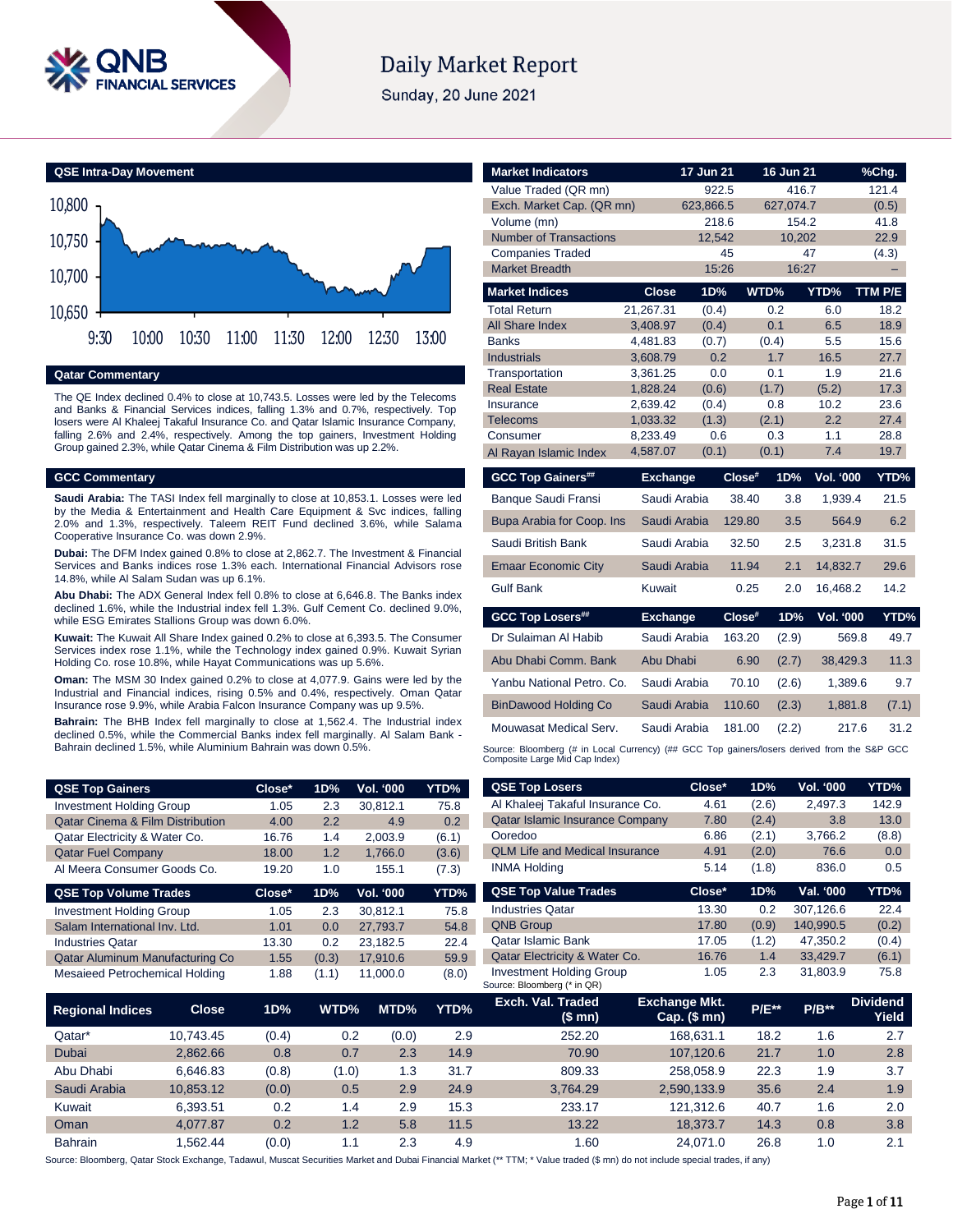# Daily Market Report

Sunday, 20 June 2021

## QSE Intra-Day Movement

## Qatar Commentary

The QE Index declined 0.4% to close at 10,743.5. Losses were led by the Telecoms and Banks & Financial Services indices, falling 1.3% and 0.7%, respectively. Top losers were Al Khaleej Takaful Insurance Co. and Qatar Islamic Insurance Company, falling 2.6% and 2.4%, respectively. Among the top gainers, Investment Holding Group gained 2.3%, while Qatar Cinema & Film Distribution was up 2.2%.

## GCC Commentary

**Saudi Arabia:** The TASI Index fell marginally to close at 10,853.1. Losses were led by the Media & Entertainment and Health Care Equipment & Svc indices, falling 2.0% and 1.3%, respectively. Taleem REIT Fund declined 3.6%, while Salama Cooperative Insurance Co. was down 2.9%.

**Dubai:** The DFM Index gained 0.8% to close at 2,862.7. The Investment & Financial Services and Banks indices rose 1.3% each. International Financial Advisors rose 14.8%, while Al Salam Sudan was up 6.1%.

**Abu Dhabi:** The ADX General Index fell 0.8% to close at 6,646.8. The Banks index declined 1.6%, while the Industrial index fell 1.3%. Gulf Cement Co. declined 9.0%, while ESG Emirates Stallions Group was down 6.0%.

**Kuwait:** The Kuwait All Share Index gained 0.2% to close at 6,393.5. The Consumer Services index rose 1.1%, while the Technology index gained 0.9%. Kuwait Syrian Holding Co. rose 10.8%, while Hayat Communications was up 5.6%.

**Oman:** The MSM 30 Index gained 0.2% to close at 4,077.9. Gains were led by the Industrial and Financial indices, rising 0.5% and 0.4%, respectively. Oman Qatar Insurance rose 9.9%, while Arabia Falcon Insurance Company was up 9.5%.

**Bahrain:** The BHB Index fell marginally to close at 1,562.4. The Industrial index declined 0.5%, while the Commercial Banks index fell marginally. Al Salam Bank - Bahrain declined 1.5%, while Aluminium Bahrain was down 0.5%.

| Market Indicators | 17 Jun 21 | 16 Jun 21 | %Chg. |
|---|---|---|---|
| Value Traded (QR mn) | 922.5 | 416.7 | 121.4 |
| Exch. Market Cap. (QR mn) | 623,866.5 | 627,074.7 | (0.5) |
| Volume (mn) | 218.6 | 154.2 | 41.8 |
| Number of Transactions | 12,542 | 10,202 | 22.9 |
| Companies Traded | 45 | 47 | (4.3) |
| Market Breadth | 15:26 | 16:27 | – |

| Market Indices | Close | 1D% | WTD% | YTD% | TTM P/E |
|---|---|---|---|---|---|
| Total Return | 21,267.31 | (0.4) | 0.2 | 6.0 | 18.2 |
| All Share Index | 3,408.97 | (0.4) | 0.1 | 6.5 | 18.9 |
| Banks | 4,481.83 | (0.7) | (0.4) | 5.5 | 15.6 |
| Industrials | 3,608.79 | 0.2 | 1.7 | 16.5 | 27.7 |
| Transportation | 3,361.25 | 0.0 | 0.1 | 1.9 | 21.6 |
| Real Estate | 1,828.24 | (0.6) | (1.7) | (5.2) | 17.3 |
| Insurance | 2,639.42 | (0.4) | 0.8 | 10.2 | 23.6 |
| Telecoms | 1,033.32 | (1.3) | (2.1) | 2.2 | 27.4 |
| Consumer | 8,233.49 | 0.6 | 0.3 | 1.1 | 28.8 |
| Al Rayan Islamic Index | 4,587.07 | (0.1) | (0.1) | 7.4 | 19.7 |

| GCC Top Gainers## | Exchange | Close# | 1D% | Vol. '000 | YTD% |
|---|---|---|---|---|---|
| Banque Saudi Fransi | Saudi Arabia | 38.40 | 3.8 | 1,939.4 | 21.5 |
| Bupa Arabia for Coop. Ins | Saudi Arabia | 129.80 | 3.5 | 564.9 | 6.2 |
| Saudi British Bank | Saudi Arabia | 32.50 | 2.5 | 3,231.8 | 31.5 |
| Emaar Economic City | Saudi Arabia | 11.94 | 2.1 | 14,832.7 | 29.6 |
| Gulf Bank | Kuwait | 0.25 | 2.0 | 16,468.2 | 14.2 |

| GCC Top Losers## | Exchange | Close# | 1D% | Vol. '000 | YTD% |
|---|---|---|---|---|---|
| Dr Sulaiman Al Habib | Saudi Arabia | 163.20 | (2.9) | 569.8 | 49.7 |
| Abu Dhabi Comm. Bank | Abu Dhabi | 6.90 | (2.7) | 38,429.3 | 11.3 |
| Yanbu National Petro. Co. | Saudi Arabia | 70.10 | (2.6) | 1,389.6 | 9.7 |
| BinDawood Holding Co | Saudi Arabia | 110.60 | (2.3) | 1,881.8 | (7.1) |
| Mouwasat Medical Serv. | Saudi Arabia | 181.00 | (2.2) | 217.6 | 31.2 |

Source: Bloomberg (# in Local Currency) (## GCC Top gainers/losers derived from the S&P GCC Composite Large Mid Cap Index)

| QSE Top Gainers | Close* | 1D% | Vol. '000 | YTD% |
|---|---|---|---|---|
| Investment Holding Group | 1.05 | 2.3 | 30,812.1 | 75.8 |
| Qatar Cinema & Film Distribution | 4.00 | 2.2 | 4.9 | 0.2 |
| Qatar Electricity & Water Co. | 16.76 | 1.4 | 2,003.9 | (6.1) |
| Qatar Fuel Company | 18.00 | 1.2 | 1,766.0 | (3.6) |
| Al Meera Consumer Goods Co. | 19.20 | 1.0 | 155.1 | (7.3) |

| QSE Top Volume Trades | Close* | 1D% | Vol. '000 | YTD% |
|---|---|---|---|---|
| Investment Holding Group | 1.05 | 2.3 | 30,812.1 | 75.8 |
| Salam International Inv. Ltd. | 1.01 | 0.0 | 27,793.7 | 54.8 |
| Industries Qatar | 13.30 | 0.2 | 23,182.5 | 22.4 |
| Qatar Aluminum Manufacturing Co | 1.55 | (0.3) | 17,910.6 | 59.9 |
| Mesaieed Petrochemical Holding | 1.88 | (1.1) | 11,000.0 | (8.0) |

| QSE Top Losers | Close* | 1D% | Vol. '000 | YTD% |
|---|---|---|---|---|
| Al Khaleej Takaful Insurance Co. | 4.61 | (2.6) | 2,497.3 | 142.9 |
| Qatar Islamic Insurance Company | 7.80 | (2.4) | 3.8 | 13.0 |
| Ooredoo | 6.86 | (2.1) | 3,766.2 | (8.8) |
| QLM Life and Medical Insurance | 4.91 | (2.0) | 76.6 | 0.0 |
| INMA Holding | 5.14 | (1.8) | 836.0 | 0.5 |

| QSE Top Value Trades | Close* | 1D% | Val. '000 | YTD% |
|---|---|---|---|---|
| Industries Qatar | 13.30 | 0.2 | 307,126.6 | 22.4 |
| QNB Group | 17.80 | (0.9) | 140,990.5 | (0.2) |
| Qatar Islamic Bank | 17.05 | (1.2) | 47,350.2 | (0.4) |
| Qatar Electricity & Water Co. | 16.76 | 1.4 | 33,429.7 | (6.1) |
| Investment Holding Group | 1.05 | 2.3 | 31,803.9 | 75.8 |

Source: Bloomberg (* in QR)

| Regional Indices | Close | 1D% | WTD% | MTD% | YTD% | Exch. Val. Traded ($ mn) | Exchange Mkt. Cap. ($ mn) | P/E** | P/B** | Dividend Yield |
|---|---|---|---|---|---|---|---|---|---|---|
| Qatar* | 10,743.45 | (0.4) | 0.2 | (0.0) | 2.9 | 252.20 | 168,631.1 | 18.2 | 1.6 | 2.7 |
| Dubai | 2,862.66 | 0.8 | 0.7 | 2.3 | 14.9 | 70.90 | 107,120.6 | 21.7 | 1.0 | 2.8 |
| Abu Dhabi | 6,646.83 | (0.8) | (1.0) | 1.3 | 31.7 | 809.33 | 258,058.9 | 22.3 | 1.9 | 3.7 |
| Saudi Arabia | 10,853.12 | (0.0) | 0.5 | 2.9 | 24.9 | 3,764.29 | 2,590,133.9 | 35.6 | 2.4 | 1.9 |
| Kuwait | 6,393.51 | 0.2 | 1.4 | 2.9 | 15.3 | 233.17 | 121,312.6 | 40.7 | 1.6 | 2.0 |
| Oman | 4,077.87 | 0.2 | 1.2 | 5.8 | 11.5 | 13.22 | 18,373.7 | 14.3 | 0.8 | 3.8 |
| Bahrain | 1,562.44 | (0.0) | 1.1 | 2.3 | 4.9 | 1.60 | 24,071.0 | 26.8 | 1.0 | 2.1 |

Source: Bloomberg, Qatar Stock Exchange, Tadawul, Muscat Securities Market and Dubai Financial Market (** TTM; * Value traded ($ mn) do not include special trades, if any)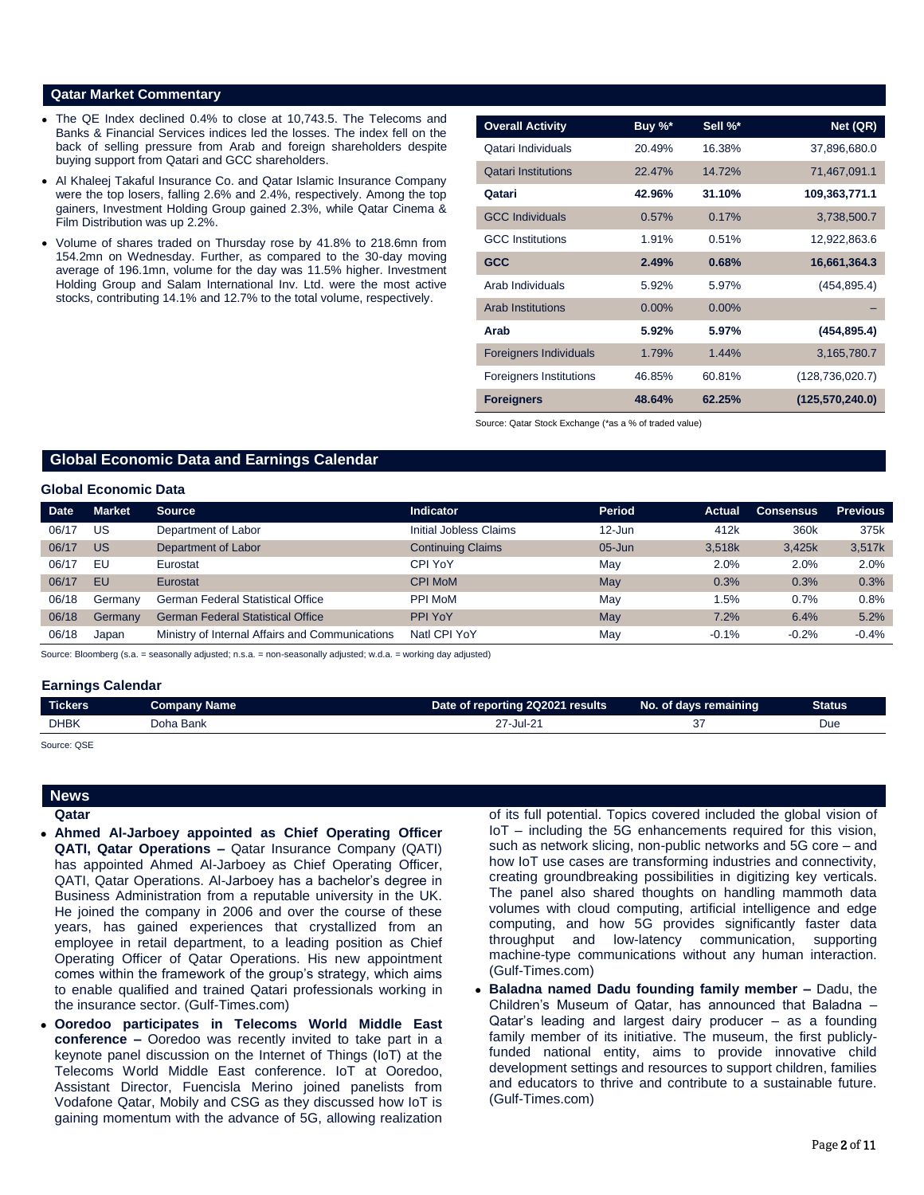## Qatar Market Commentary

- The QE Index declined 0.4% to close at 10,743.5. The Telecoms and Banks & Financial Services indices led the losses. The index fell on the back of selling pressure from Arab and foreign shareholders despite buying support from Qatari and GCC shareholders.
- Al Khaleej Takaful Insurance Co. and Qatar Islamic Insurance Company were the top losers, falling 2.6% and 2.4%, respectively. Among the top gainers, Investment Holding Group gained 2.3%, while Qatar Cinema & Film Distribution was up 2.2%.
- Volume of shares traded on Thursday rose by 41.8% to 218.6mn from 154.2mn on Wednesday. Further, as compared to the 30-day moving average of 196.1mn, volume for the day was 11.5% higher. Investment Holding Group and Salam International Inv. Ltd. were the most active stocks, contributing 14.1% and 12.7% to the total volume, respectively.

| Overall Activity | Buy %* | Sell %* | Net (QR) |
|---|---|---|---|
| Qatari Individuals | 20.49% | 16.38% | 37,896,680.0 |
| Qatari Institutions | 22.47% | 14.72% | 71,467,091.1 |
| **Qatari** | **42.96%** | **31.10%** | **109,363,771.1** |
| GCC Individuals | 0.57% | 0.17% | 3,738,500.7 |
| GCC Institutions | 1.91% | 0.51% | 12,922,863.6 |
| **GCC** | **2.49%** | **0.68%** | **16,661,364.3** |
| Arab Individuals | 5.92% | 5.97% | (454,895.4) |
| Arab Institutions | 0.00% | 0.00% | – |
| **Arab** | **5.92%** | **5.97%** | **(454,895.4)** |
| Foreigners Individuals | 1.79% | 1.44% | 3,165,780.7 |
| Foreigners Institutions | 46.85% | 60.81% | (128,736,020.7) |
| **Foreigners** | **48.64%** | **62.25%** | **(125,570,240.0)** |

Source: Qatar Stock Exchange (*as a % of traded value)

## Global Economic Data and Earnings Calendar

### Global Economic Data

| Date | Market | Source | Indicator | Period | Actual | Consensus | Previous |
|---|---|---|---|---|---|---|---|
| 06/17 | US | Department of Labor | Initial Jobless Claims | 12-Jun | 412k | 360k | 375k |
| 06/17 | US | Department of Labor | Continuing Claims | 05-Jun | 3,518k | 3,425k | 3,517k |
| 06/17 | EU | Eurostat | CPI YoY | May | 2.0% | 2.0% | 2.0% |
| 06/17 | EU | Eurostat | CPI MoM | May | 0.3% | 0.3% | 0.3% |
| 06/18 | Germany | German Federal Statistical Office | PPI MoM | May | 1.5% | 0.7% | 0.8% |
| 06/18 | Germany | German Federal Statistical Office | PPI YoY | May | 7.2% | 6.4% | 5.2% |
| 06/18 | Japan | Ministry of Internal Affairs and Communications | Natl CPI YoY | May | -0.1% | -0.2% | -0.4% |

Source: Bloomberg (s.a. = seasonally adjusted; n.s.a. = non-seasonally adjusted; w.d.a. = working day adjusted)

### Earnings Calendar

| Tickers | Company Name | Date of reporting 2Q2021 results | No. of days remaining | Status |
|---|---|---|---|---|
| DHBK | Doha Bank | 27-Jul-21 | 37 | Due |

Source: QSE

## News

### Qatar

- **Ahmed Al-Jarboey appointed as Chief Operating Officer QATI, Qatar Operations –** Qatar Insurance Company (QATI) has appointed Ahmed Al-Jarboey as Chief Operating Officer, QATI, Qatar Operations. Al-Jarboey has a bachelor's degree in Business Administration from a reputable university in the UK. He joined the company in 2006 and over the course of these years, has gained experiences that crystallized from an employee in retail department, to a leading position as Chief Operating Officer of Qatar Operations. His new appointment comes within the framework of the group's strategy, which aims to enable qualified and trained Qatari professionals working in the insurance sector. (Gulf-Times.com)
- **Ooredoo participates in Telecoms World Middle East conference –** Ooredoo was recently invited to take part in a keynote panel discussion on the Internet of Things (IoT) at the Telecoms World Middle East conference. IoT at Ooredoo, Assistant Director, Fuencisla Merino joined panelists from Vodafone Qatar, Mobily and CSG as they discussed how IoT is gaining momentum with the advance of 5G, allowing realization of its full potential. Topics covered included the global vision of IoT – including the 5G enhancements required for this vision, such as network slicing, non-public networks and 5G core – and how IoT use cases are transforming industries and connectivity, creating groundbreaking possibilities in digitizing key verticals. The panel also shared thoughts on handling mammoth data volumes with cloud computing, artificial intelligence and edge computing, and how 5G provides significantly faster data throughput and low-latency communication, supporting machine-type communications without any human interaction. (Gulf-Times.com)
- **Baladna named Dadu founding family member –** Dadu, the Children's Museum of Qatar, has announced that Baladna – Qatar's leading and largest dairy producer – as a founding family member of its initiative. The museum, the first publicly-funded national entity, aims to provide innovative child development settings and resources to support children, families and educators to thrive and contribute to a sustainable future. (Gulf-Times.com)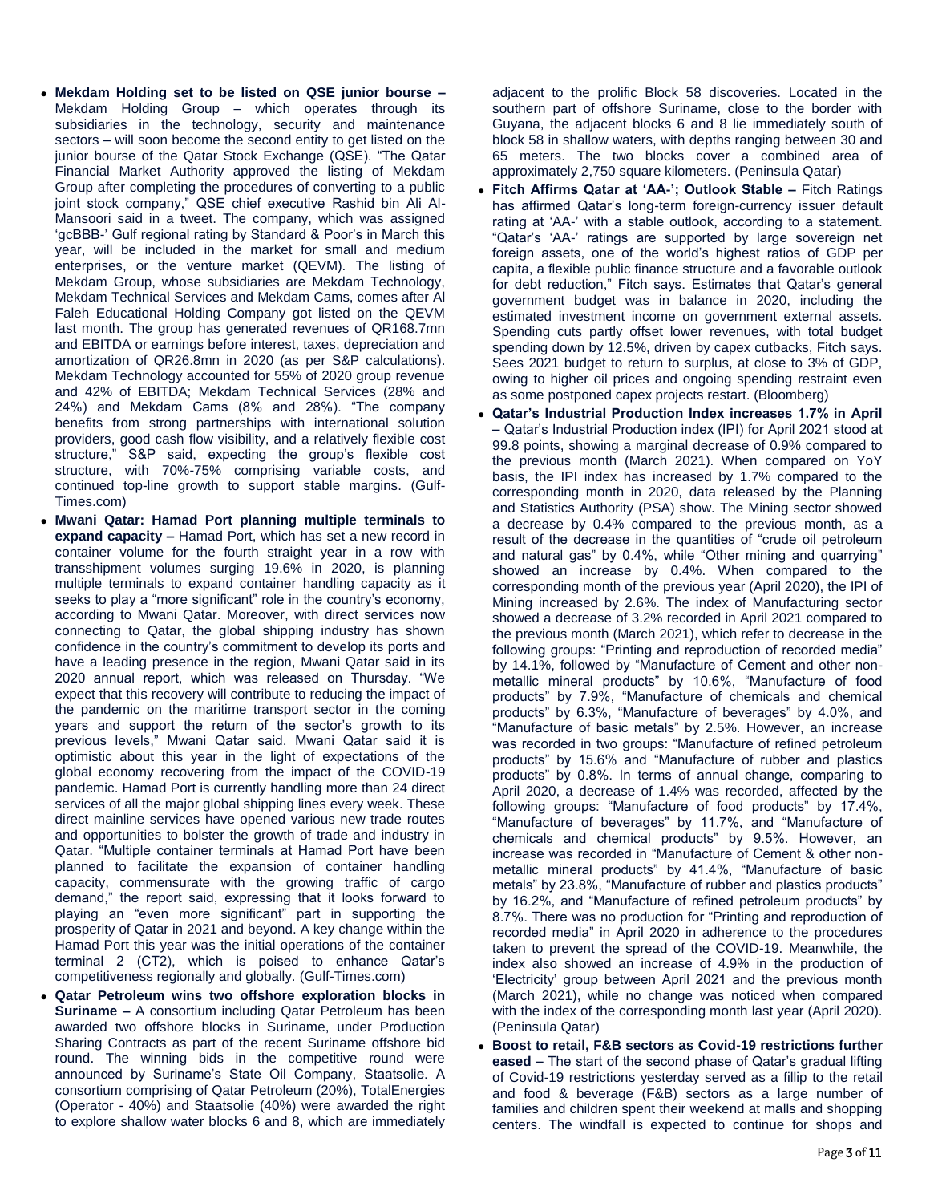- **Mekdam Holding set to be listed on QSE junior bourse –** Mekdam Holding Group – which operates through its subsidiaries in the technology, security and maintenance sectors – will soon become the second entity to get listed on the junior bourse of the Qatar Stock Exchange (QSE). "The Qatar Financial Market Authority approved the listing of Mekdam Group after completing the procedures of converting to a public joint stock company," QSE chief executive Rashid bin Ali Al-Mansoori said in a tweet. The company, which was assigned 'gcBBB-' Gulf regional rating by Standard & Poor's in March this year, will be included in the market for small and medium enterprises, or the venture market (QEVM). The listing of Mekdam Group, whose subsidiaries are Mekdam Technology, Mekdam Technical Services and Mekdam Cams, comes after Al Faleh Educational Holding Company got listed on the QEVM last month. The group has generated revenues of QR168.7mn and EBITDA or earnings before interest, taxes, depreciation and amortization of QR26.8mn in 2020 (as per S&P calculations). Mekdam Technology accounted for 55% of 2020 group revenue and 42% of EBITDA; Mekdam Technical Services (28% and 24%) and Mekdam Cams (8% and 28%). "The company benefits from strong partnerships with international solution providers, good cash flow visibility, and a relatively flexible cost structure," S&P said, expecting the group's flexible cost structure, with 70%-75% comprising variable costs, and continued top-line growth to support stable margins. (Gulf-Times.com)
- **Mwani Qatar: Hamad Port planning multiple terminals to expand capacity –** Hamad Port, which has set a new record in container volume for the fourth straight year in a row with transshipment volumes surging 19.6% in 2020, is planning multiple terminals to expand container handling capacity as it seeks to play a "more significant" role in the country's economy, according to Mwani Qatar. Moreover, with direct services now connecting to Qatar, the global shipping industry has shown confidence in the country's commitment to develop its ports and have a leading presence in the region, Mwani Qatar said in its 2020 annual report, which was released on Thursday. "We expect that this recovery will contribute to reducing the impact of the pandemic on the maritime transport sector in the coming years and support the return of the sector's growth to its previous levels," Mwani Qatar said. Mwani Qatar said it is optimistic about this year in the light of expectations of the global economy recovering from the impact of the COVID-19 pandemic. Hamad Port is currently handling more than 24 direct services of all the major global shipping lines every week. These direct mainline services have opened various new trade routes and opportunities to bolster the growth of trade and industry in Qatar. "Multiple container terminals at Hamad Port have been planned to facilitate the expansion of container handling capacity, commensurate with the growing traffic of cargo demand," the report said, expressing that it looks forward to playing an "even more significant" part in supporting the prosperity of Qatar in 2021 and beyond. A key change within the Hamad Port this year was the initial operations of the container terminal 2 (CT2), which is poised to enhance Qatar's competitiveness regionally and globally. (Gulf-Times.com)
- **Qatar Petroleum wins two offshore exploration blocks in Suriname –** A consortium including Qatar Petroleum has been awarded two offshore blocks in Suriname, under Production Sharing Contracts as part of the recent Suriname offshore bid round. The winning bids in the competitive round were announced by Suriname's State Oil Company, Staatsolie. A consortium comprising of Qatar Petroleum (20%), TotalEnergies (Operator - 40%) and Staatsolie (40%) were awarded the right to explore shallow water blocks 6 and 8, which are immediately adjacent to the prolific Block 58 discoveries. Located in the southern part of offshore Suriname, close to the border with Guyana, the adjacent blocks 6 and 8 lie immediately south of block 58 in shallow waters, with depths ranging between 30 and 65 meters. The two blocks cover a combined area of approximately 2,750 square kilometers. (Peninsula Qatar)
- **Fitch Affirms Qatar at 'AA-'; Outlook Stable –** Fitch Ratings has affirmed Qatar's long-term foreign-currency issuer default rating at 'AA-' with a stable outlook, according to a statement. "Qatar's 'AA-' ratings are supported by large sovereign net foreign assets, one of the world's highest ratios of GDP per capita, a flexible public finance structure and a favorable outlook for debt reduction," Fitch says. Estimates that Qatar's general government budget was in balance in 2020, including the estimated investment income on government external assets. Spending cuts partly offset lower revenues, with total budget spending down by 12.5%, driven by capex cutbacks, Fitch says. Sees 2021 budget to return to surplus, at close to 3% of GDP, owing to higher oil prices and ongoing spending restraint even as some postponed capex projects restart. (Bloomberg)
- **Qatar's Industrial Production Index increases 1.7% in April –** Qatar's Industrial Production index (IPI) for April 2021 stood at 99.8 points, showing a marginal decrease of 0.9% compared to the previous month (March 2021). When compared on YoY basis, the IPI index has increased by 1.7% compared to the corresponding month in 2020, data released by the Planning and Statistics Authority (PSA) show. The Mining sector showed a decrease by 0.4% compared to the previous month, as a result of the decrease in the quantities of "crude oil petroleum and natural gas" by 0.4%, while "Other mining and quarrying" showed an increase by 0.4%. When compared to the corresponding month of the previous year (April 2020), the IPI of Mining increased by 2.6%. The index of Manufacturing sector showed a decrease of 3.2% recorded in April 2021 compared to the previous month (March 2021), which refer to decrease in the following groups: "Printing and reproduction of recorded media" by 14.1%, followed by "Manufacture of Cement and other non-metallic mineral products" by 10.6%, "Manufacture of food products" by 7.9%, "Manufacture of chemicals and chemical products" by 6.3%, "Manufacture of beverages" by 4.0%, and "Manufacture of basic metals" by 2.5%. However, an increase was recorded in two groups: "Manufacture of refined petroleum products" by 15.6% and "Manufacture of rubber and plastics products" by 0.8%. In terms of annual change, comparing to April 2020, a decrease of 1.4% was recorded, affected by the following groups: "Manufacture of food products" by 17.4%, "Manufacture of beverages" by 11.7%, and "Manufacture of chemicals and chemical products" by 9.5%. However, an increase was recorded in "Manufacture of Cement & other non-metallic mineral products" by 41.4%, "Manufacture of basic metals" by 23.8%, "Manufacture of rubber and plastics products" by 16.2%, and "Manufacture of refined petroleum products" by 8.7%. There was no production for "Printing and reproduction of recorded media" in April 2020 in adherence to the procedures taken to prevent the spread of the COVID-19. Meanwhile, the index also showed an increase of 4.9% in the production of 'Electricity' group between April 2021 and the previous month (March 2021), while no change was noticed when compared with the index of the corresponding month last year (April 2020). (Peninsula Qatar)
- **Boost to retail, F&B sectors as Covid-19 restrictions further eased –** The start of the second phase of Qatar's gradual lifting of Covid-19 restrictions yesterday served as a fillip to the retail and food & beverage (F&B) sectors as a large number of families and children spent their weekend at malls and shopping centers. The windfall is expected to continue for shops and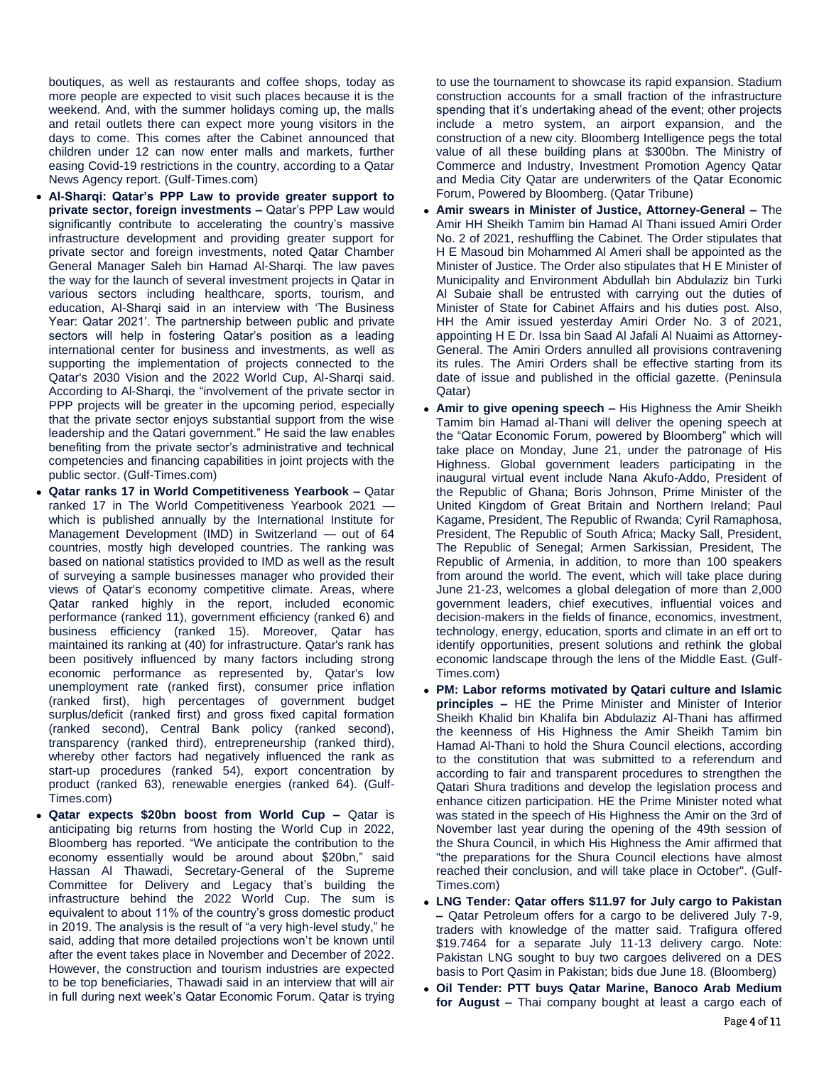boutiques, as well as restaurants and coffee shops, today as more people are expected to visit such places because it is the weekend. And, with the summer holidays coming up, the malls and retail outlets there can expect more young visitors in the days to come. This comes after the Cabinet announced that children under 12 can now enter malls and markets, further easing Covid-19 restrictions in the country, according to a Qatar News Agency report. (Gulf-Times.com)

- **Al-Sharqi: Qatar's PPP Law to provide greater support to private sector, foreign investments –** Qatar's PPP Law would significantly contribute to accelerating the country's massive infrastructure development and providing greater support for private sector and foreign investments, noted Qatar Chamber General Manager Saleh bin Hamad Al-Sharqi. The law paves the way for the launch of several investment projects in Qatar in various sectors including healthcare, sports, tourism, and education, Al-Sharqi said in an interview with 'The Business Year: Qatar 2021'. The partnership between public and private sectors will help in fostering Qatar's position as a leading international center for business and investments, as well as supporting the implementation of projects connected to the Qatar's 2030 Vision and the 2022 World Cup, Al-Sharqi said. According to Al-Sharqi, the "involvement of the private sector in PPP projects will be greater in the upcoming period, especially that the private sector enjoys substantial support from the wise leadership and the Qatari government." He said the law enables benefiting from the private sector's administrative and technical competencies and financing capabilities in joint projects with the public sector. (Gulf-Times.com)
- **Qatar ranks 17 in World Competitiveness Yearbook –** Qatar ranked 17 in The World Competitiveness Yearbook 2021 — which is published annually by the International Institute for Management Development (IMD) in Switzerland — out of 64 countries, mostly high developed countries. The ranking was based on national statistics provided to IMD as well as the result of surveying a sample businesses manager who provided their views of Qatar's economy competitive climate. Areas, where Qatar ranked highly in the report, included economic performance (ranked 11), government efficiency (ranked 6) and business efficiency (ranked 15). Moreover, Qatar has maintained its ranking at (40) for infrastructure. Qatar's rank has been positively influenced by many factors including strong economic performance as represented by, Qatar's low unemployment rate (ranked first), consumer price inflation (ranked first), high percentages of government budget surplus/deficit (ranked first) and gross fixed capital formation (ranked second), Central Bank policy (ranked second), transparency (ranked third), entrepreneurship (ranked third), whereby other factors had negatively influenced the rank as start-up procedures (ranked 54), export concentration by product (ranked 63), renewable energies (ranked 64). (Gulf-Times.com)
- **Qatar expects $20bn boost from World Cup –** Qatar is anticipating big returns from hosting the World Cup in 2022, Bloomberg has reported. "We anticipate the contribution to the economy essentially would be around about $20bn," said Hassan Al Thawadi, Secretary-General of the Supreme Committee for Delivery and Legacy that's building the infrastructure behind the 2022 World Cup. The sum is equivalent to about 11% of the country's gross domestic product in 2019. The analysis is the result of "a very high-level study," he said, adding that more detailed projections won't be known until after the event takes place in November and December of 2022. However, the construction and tourism industries are expected to be top beneficiaries, Thawadi said in an interview that will air in full during next week's Qatar Economic Forum. Qatar is trying to use the tournament to showcase its rapid expansion. Stadium construction accounts for a small fraction of the infrastructure spending that it's undertaking ahead of the event; other projects include a metro system, an airport expansion, and the construction of a new city. Bloomberg Intelligence pegs the total value of all these building plans at $300bn. The Ministry of Commerce and Industry, Investment Promotion Agency Qatar and Media City Qatar are underwriters of the Qatar Economic Forum, Powered by Bloomberg. (Qatar Tribune)
- **Amir swears in Minister of Justice, Attorney-General –** The Amir HH Sheikh Tamim bin Hamad Al Thani issued Amiri Order No. 2 of 2021, reshuffling the Cabinet. The Order stipulates that H E Masoud bin Mohammed Al Ameri shall be appointed as the Minister of Justice. The Order also stipulates that H E Minister of Municipality and Environment Abdullah bin Abdulaziz bin Turki Al Subaie shall be entrusted with carrying out the duties of Minister of State for Cabinet Affairs and his duties post. Also, HH the Amir issued yesterday Amiri Order No. 3 of 2021, appointing H E Dr. Issa bin Saad Al Jafali Al Nuaimi as Attorney-General. The Amiri Orders annulled all provisions contravening its rules. The Amiri Orders shall be effective starting from its date of issue and published in the official gazette. (Peninsula Qatar)
- **Amir to give opening speech –** His Highness the Amir Sheikh Tamim bin Hamad al-Thani will deliver the opening speech at the "Qatar Economic Forum, powered by Bloomberg" which will take place on Monday, June 21, under the patronage of His Highness. Global government leaders participating in the inaugural virtual event include Nana Akufo-Addo, President of the Republic of Ghana; Boris Johnson, Prime Minister of the United Kingdom of Great Britain and Northern Ireland; Paul Kagame, President, The Republic of Rwanda; Cyril Ramaphosa, President, The Republic of South Africa; Macky Sall, President, The Republic of Senegal; Armen Sarkissian, President, The Republic of Armenia, in addition, to more than 100 speakers from around the world. The event, which will take place during June 21-23, welcomes a global delegation of more than 2,000 government leaders, chief executives, influential voices and decision-makers in the fields of finance, economics, investment, technology, energy, education, sports and climate in an eff ort to identify opportunities, present solutions and rethink the global economic landscape through the lens of the Middle East. (Gulf-Times.com)
- **PM: Labor reforms motivated by Qatari culture and Islamic principles –** HE the Prime Minister and Minister of Interior Sheikh Khalid bin Khalifa bin Abdulaziz Al-Thani has affirmed the keenness of His Highness the Amir Sheikh Tamim bin Hamad Al-Thani to hold the Shura Council elections, according to the constitution that was submitted to a referendum and according to fair and transparent procedures to strengthen the Qatari Shura traditions and develop the legislation process and enhance citizen participation. HE the Prime Minister noted what was stated in the speech of His Highness the Amir on the 3rd of November last year during the opening of the 49th session of the Shura Council, in which His Highness the Amir affirmed that "the preparations for the Shura Council elections have almost reached their conclusion, and will take place in October". (Gulf-Times.com)
- **LNG Tender: Qatar offers $11.97 for July cargo to Pakistan –** Qatar Petroleum offers for a cargo to be delivered July 7-9, traders with knowledge of the matter said. Trafigura offered $19.7464 for a separate July 11-13 delivery cargo. Note: Pakistan LNG sought to buy two cargoes delivered on a DES basis to Port Qasim in Pakistan; bids due June 18. (Bloomberg)
- **Oil Tender: PTT buys Qatar Marine, Banoco Arab Medium for August –** Thai company bought at least a cargo each of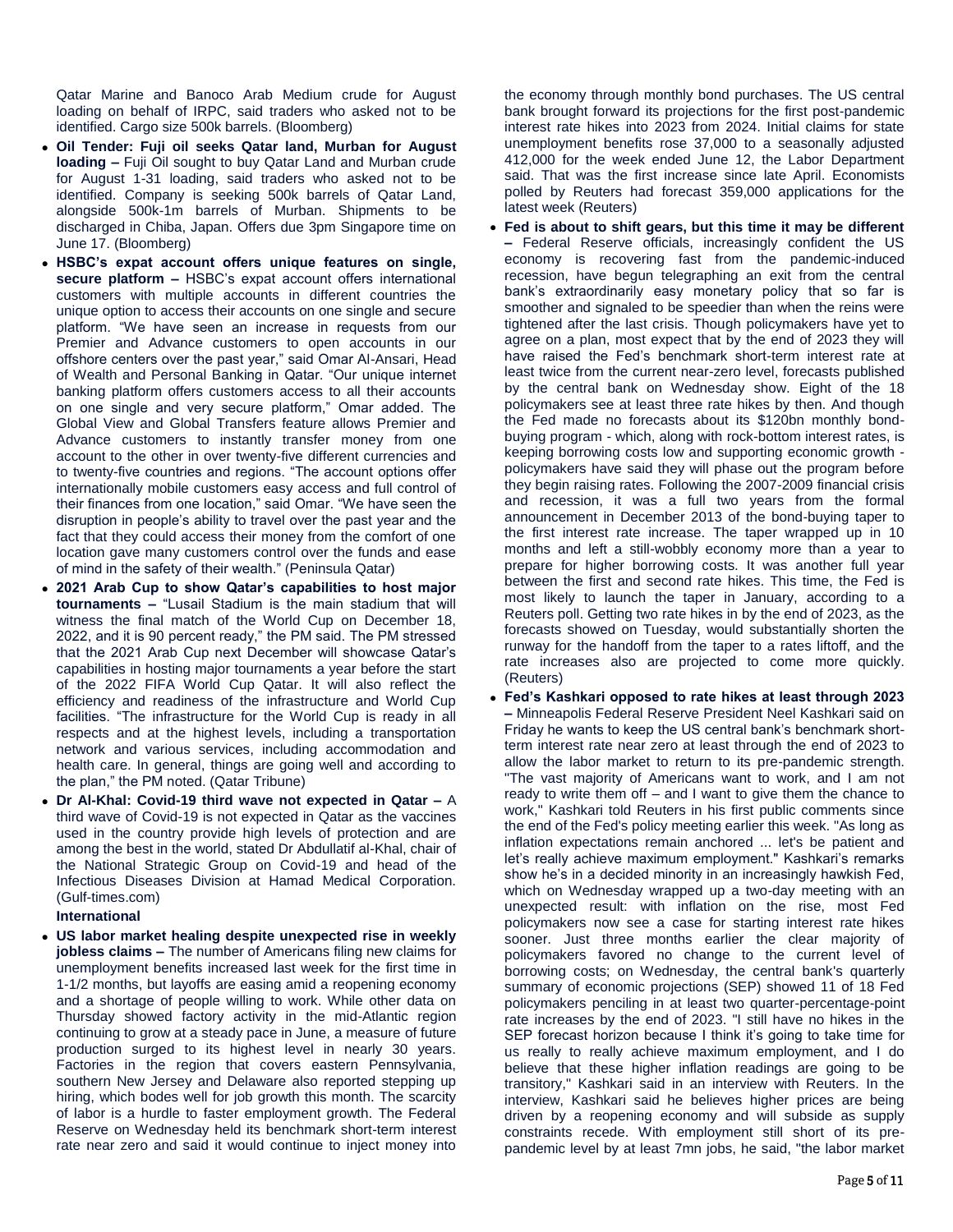Qatar Marine and Banoco Arab Medium crude for August loading on behalf of IRPC, said traders who asked not to be identified. Cargo size 500k barrels. (Bloomberg)

- **Oil Tender: Fuji oil seeks Qatar land, Murban for August loading –** Fuji Oil sought to buy Qatar Land and Murban crude for August 1-31 loading, said traders who asked not to be identified. Company is seeking 500k barrels of Qatar Land, alongside 500k-1m barrels of Murban. Shipments to be discharged in Chiba, Japan. Offers due 3pm Singapore time on June 17. (Bloomberg)
- **HSBC's expat account offers unique features on single, secure platform –** HSBC's expat account offers international customers with multiple accounts in different countries the unique option to access their accounts on one single and secure platform. "We have seen an increase in requests from our Premier and Advance customers to open accounts in our offshore centers over the past year," said Omar Al-Ansari, Head of Wealth and Personal Banking in Qatar. "Our unique internet banking platform offers customers access to all their accounts on one single and very secure platform," Omar added. The Global View and Global Transfers feature allows Premier and Advance customers to instantly transfer money from one account to the other in over twenty-five different currencies and to twenty-five countries and regions. "The account options offer internationally mobile customers easy access and full control of their finances from one location," said Omar. "We have seen the disruption in people's ability to travel over the past year and the fact that they could access their money from the comfort of one location gave many customers control over the funds and ease of mind in the safety of their wealth." (Peninsula Qatar)
- **2021 Arab Cup to show Qatar's capabilities to host major tournaments –** "Lusail Stadium is the main stadium that will witness the final match of the World Cup on December 18, 2022, and it is 90 percent ready," the PM said. The PM stressed that the 2021 Arab Cup next December will showcase Qatar's capabilities in hosting major tournaments a year before the start of the 2022 FIFA World Cup Qatar. It will also reflect the efficiency and readiness of the infrastructure and World Cup facilities. "The infrastructure for the World Cup is ready in all respects and at the highest levels, including a transportation network and various services, including accommodation and health care. In general, things are going well and according to the plan," the PM noted. (Qatar Tribune)
- **Dr Al-Khal: Covid-19 third wave not expected in Qatar –** A third wave of Covid-19 is not expected in Qatar as the vaccines used in the country provide high levels of protection and are among the best in the world, stated Dr Abdullatif al-Khal, chair of the National Strategic Group on Covid-19 and head of the Infectious Diseases Division at Hamad Medical Corporation. (Gulf-times.com)

**International**

- **US labor market healing despite unexpected rise in weekly jobless claims –** The number of Americans filing new claims for unemployment benefits increased last week for the first time in 1-1/2 months, but layoffs are easing amid a reopening economy and a shortage of people willing to work. While other data on Thursday showed factory activity in the mid-Atlantic region continuing to grow at a steady pace in June, a measure of future production surged to its highest level in nearly 30 years. Factories in the region that covers eastern Pennsylvania, southern New Jersey and Delaware also reported stepping up hiring, which bodes well for job growth this month. The scarcity of labor is a hurdle to faster employment growth. The Federal Reserve on Wednesday held its benchmark short-term interest rate near zero and said it would continue to inject money into the economy through monthly bond purchases. The US central bank brought forward its projections for the first post-pandemic interest rate hikes into 2023 from 2024. Initial claims for state unemployment benefits rose 37,000 to a seasonally adjusted 412,000 for the week ended June 12, the Labor Department said. That was the first increase since late April. Economists polled by Reuters had forecast 359,000 applications for the latest week (Reuters)
- **Fed is about to shift gears, but this time it may be different –** Federal Reserve officials, increasingly confident the US economy is recovering fast from the pandemic-induced recession, have begun telegraphing an exit from the central bank's extraordinarily easy monetary policy that so far is smoother and signaled to be speedier than when the reins were tightened after the last crisis. Though policymakers have yet to agree on a plan, most expect that by the end of 2023 they will have raised the Fed's benchmark short-term interest rate at least twice from the current near-zero level, forecasts published by the central bank on Wednesday show. Eight of the 18 policymakers see at least three rate hikes by then. And though the Fed made no forecasts about its $120bn monthly bond-buying program - which, along with rock-bottom interest rates, is keeping borrowing costs low and supporting economic growth - policymakers have said they will phase out the program before they begin raising rates. Following the 2007-2009 financial crisis and recession, it was a full two years from the formal announcement in December 2013 of the bond-buying taper to the first interest rate increase. The taper wrapped up in 10 months and left a still-wobbly economy more than a year to prepare for higher borrowing costs. It was another full year between the first and second rate hikes. This time, the Fed is most likely to launch the taper in January, according to a Reuters poll. Getting two rate hikes in by the end of 2023, as the forecasts showed on Tuesday, would substantially shorten the runway for the handoff from the taper to a rates liftoff, and the rate increases also are projected to come more quickly. (Reuters)
- **Fed's Kashkari opposed to rate hikes at least through 2023 –** Minneapolis Federal Reserve President Neel Kashkari said on Friday he wants to keep the US central bank's benchmark short-term interest rate near zero at least through the end of 2023 to allow the labor market to return to its pre-pandemic strength. "The vast majority of Americans want to work, and I am not ready to write them off – and I want to give them the chance to work," Kashkari told Reuters in his first public comments since the end of the Fed's policy meeting earlier this week. "As long as inflation expectations remain anchored ... let's be patient and let's really achieve maximum employment." Kashkari's remarks show he's in a decided minority in an increasingly hawkish Fed, which on Wednesday wrapped up a two-day meeting with an unexpected result: with inflation on the rise, most Fed policymakers now see a case for starting interest rate hikes sooner. Just three months earlier the clear majority of policymakers favored no change to the current level of borrowing costs; on Wednesday, the central bank's quarterly summary of economic projections (SEP) showed 11 of 18 Fed policymakers penciling in at least two quarter-percentage-point rate increases by the end of 2023. "I still have no hikes in the SEP forecast horizon because I think it's going to take time for us really to really achieve maximum employment, and I do believe that these higher inflation readings are going to be transitory," Kashkari said in an interview with Reuters. In the interview, Kashkari said he believes higher prices are being driven by a reopening economy and will subside as supply constraints recede. With employment still short of its pre-pandemic level by at least 7mn jobs, he said, "the labor market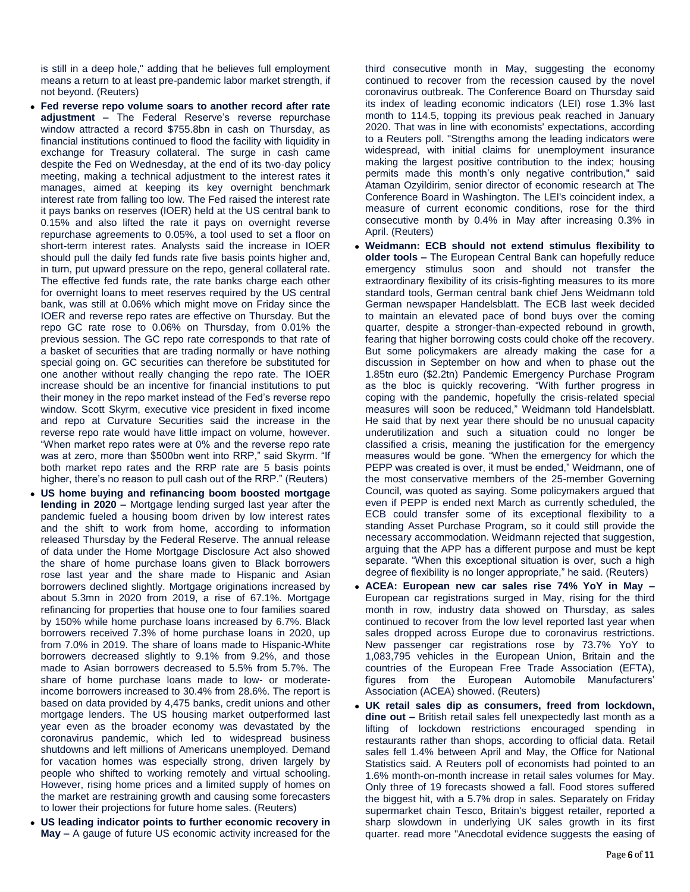is still in a deep hole," adding that he believes full employment means a return to at least pre-pandemic labor market strength, if not beyond. (Reuters)

- **Fed reverse repo volume soars to another record after rate adjustment –** The Federal Reserve's reverse repurchase window attracted a record $755.8bn in cash on Thursday, as financial institutions continued to flood the facility with liquidity in exchange for Treasury collateral. The surge in cash came despite the Fed on Wednesday, at the end of its two-day policy meeting, making a technical adjustment to the interest rates it manages, aimed at keeping its key overnight benchmark interest rate from falling too low. The Fed raised the interest rate it pays banks on reserves (IOER) held at the US central bank to 0.15% and also lifted the rate it pays on overnight reverse repurchase agreements to 0.05%, a tool used to set a floor on short-term interest rates. Analysts said the increase in IOER should pull the daily fed funds rate five basis points higher and, in turn, put upward pressure on the repo, general collateral rate. The effective fed funds rate, the rate banks charge each other for overnight loans to meet reserves required by the US central bank, was still at 0.06% which might move on Friday since the IOER and reverse repo rates are effective on Thursday. But the repo GC rate rose to 0.06% on Thursday, from 0.01% the previous session. The GC repo rate corresponds to that rate of a basket of securities that are trading normally or have nothing special going on. GC securities can therefore be substituted for one another without really changing the repo rate. The IOER increase should be an incentive for financial institutions to put their money in the repo market instead of the Fed's reverse repo window. Scott Skyrm, executive vice president in fixed income and repo at Curvature Securities said the increase in the reverse repo rate would have little impact on volume, however. "When market repo rates were at 0% and the reverse repo rate was at zero, more than $500bn went into RRP," said Skyrm. "If both market repo rates and the RRP rate are 5 basis points higher, there's no reason to pull cash out of the RRP." (Reuters)
- **US home buying and refinancing boom boosted mortgage lending in 2020 –** Mortgage lending surged last year after the pandemic fueled a housing boom driven by low interest rates and the shift to work from home, according to information released Thursday by the Federal Reserve. The annual release of data under the Home Mortgage Disclosure Act also showed the share of home purchase loans given to Black borrowers rose last year and the share made to Hispanic and Asian borrowers declined slightly. Mortgage originations increased by about 5.3mn in 2020 from 2019, a rise of 67.1%. Mortgage refinancing for properties that house one to four families soared by 150% while home purchase loans increased by 6.7%. Black borrowers received 7.3% of home purchase loans in 2020, up from 7.0% in 2019. The share of loans made to Hispanic-White borrowers decreased slightly to 9.1% from 9.2%, and those made to Asian borrowers decreased to 5.5% from 5.7%. The share of home purchase loans made to low- or moderate-income borrowers increased to 30.4% from 28.6%. The report is based on data provided by 4,475 banks, credit unions and other mortgage lenders. The US housing market outperformed last year even as the broader economy was devastated by the coronavirus pandemic, which led to widespread business shutdowns and left millions of Americans unemployed. Demand for vacation homes was especially strong, driven largely by people who shifted to working remotely and virtual schooling. However, rising home prices and a limited supply of homes on the market are restraining growth and causing some forecasters to lower their projections for future home sales. (Reuters)
- **US leading indicator points to further economic recovery in May –** A gauge of future US economic activity increased for the third consecutive month in May, suggesting the economy continued to recover from the recession caused by the novel coronavirus outbreak. The Conference Board on Thursday said its index of leading economic indicators (LEI) rose 1.3% last month to 114.5, topping its previous peak reached in January 2020. That was in line with economists' expectations, according to a Reuters poll. "Strengths among the leading indicators were widespread, with initial claims for unemployment insurance making the largest positive contribution to the index; housing permits made this month's only negative contribution," said Ataman Ozyildirim, senior director of economic research at The Conference Board in Washington. The LEI's coincident index, a measure of current economic conditions, rose for the third consecutive month by 0.4% in May after increasing 0.3% in April. (Reuters)
- **Weidmann: ECB should not extend stimulus flexibility to older tools –** The European Central Bank can hopefully reduce emergency stimulus soon and should not transfer the extraordinary flexibility of its crisis-fighting measures to its more standard tools, German central bank chief Jens Weidmann told German newspaper Handelsblatt. The ECB last week decided to maintain an elevated pace of bond buys over the coming quarter, despite a stronger-than-expected rebound in growth, fearing that higher borrowing costs could choke off the recovery. But some policymakers are already making the case for a discussion in September on how and when to phase out the 1.85tn euro ($2.2tn) Pandemic Emergency Purchase Program as the bloc is quickly recovering. "With further progress in coping with the pandemic, hopefully the crisis-related special measures will soon be reduced," Weidmann told Handelsblatt. He said that by next year there should be no unusual capacity underutilization and such a situation could no longer be classified a crisis, meaning the justification for the emergency measures would be gone. "When the emergency for which the PEPP was created is over, it must be ended," Weidmann, one of the most conservative members of the 25-member Governing Council, was quoted as saying. Some policymakers argued that even if PEPP is ended next March as currently scheduled, the ECB could transfer some of its exceptional flexibility to a standing Asset Purchase Program, so it could still provide the necessary accommodation. Weidmann rejected that suggestion, arguing that the APP has a different purpose and must be kept separate. "When this exceptional situation is over, such a high degree of flexibility is no longer appropriate," he said. (Reuters)
- **ACEA: European new car sales rise 74% YoY in May –** European car registrations surged in May, rising for the third month in row, industry data showed on Thursday, as sales continued to recover from the low level reported last year when sales dropped across Europe due to coronavirus restrictions. New passenger car registrations rose by 73.7% YoY to 1,083,795 vehicles in the European Union, Britain and the countries of the European Free Trade Association (EFTA), figures from the European Automobile Manufacturers' Association (ACEA) showed. (Reuters)
- **UK retail sales dip as consumers, freed from lockdown, dine out –** British retail sales fell unexpectedly last month as a lifting of lockdown restrictions encouraged spending in restaurants rather than shops, according to official data. Retail sales fell 1.4% between April and May, the Office for National Statistics said. A Reuters poll of economists had pointed to an 1.6% month-on-month increase in retail sales volumes for May. Only three of 19 forecasts showed a fall. Food stores suffered the biggest hit, with a 5.7% drop in sales. Separately on Friday supermarket chain Tesco, Britain's biggest retailer, reported a sharp slowdown in underlying UK sales growth in its first quarter. read more "Anecdotal evidence suggests the easing of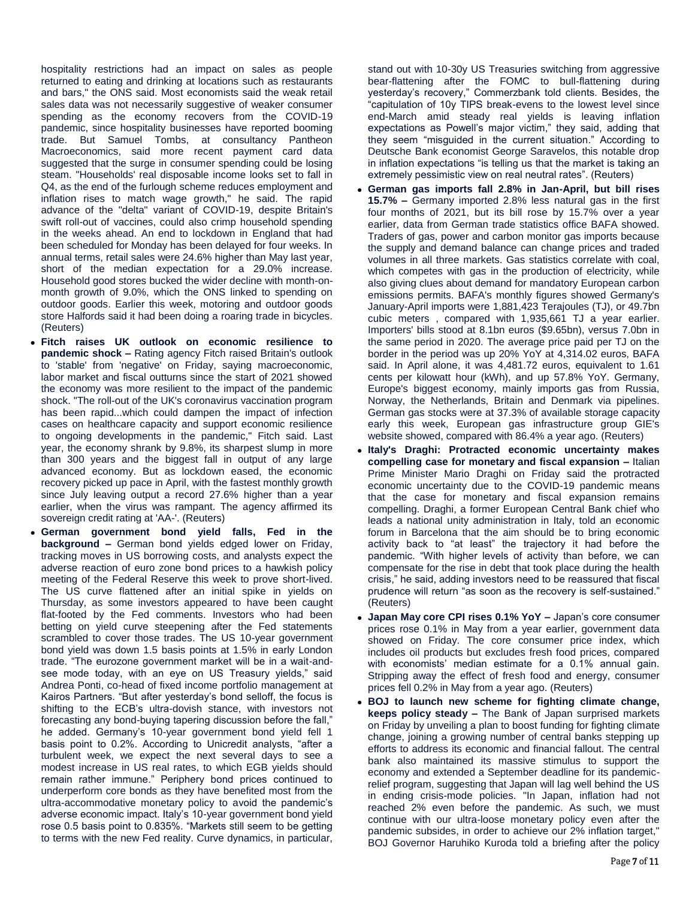hospitality restrictions had an impact on sales as people returned to eating and drinking at locations such as restaurants and bars," the ONS said. Most economists said the weak retail sales data was not necessarily suggestive of weaker consumer spending as the economy recovers from the COVID-19 pandemic, since hospitality businesses have reported booming trade. But Samuel Tombs, at consultancy Pantheon Macroeconomics, said more recent payment card data suggested that the surge in consumer spending could be losing steam. "Households' real disposable income looks set to fall in Q4, as the end of the furlough scheme reduces employment and inflation rises to match wage growth," he said. The rapid advance of the "delta" variant of COVID-19, despite Britain's swift roll-out of vaccines, could also crimp household spending in the weeks ahead. An end to lockdown in England that had been scheduled for Monday has been delayed for four weeks. In annual terms, retail sales were 24.6% higher than May last year, short of the median expectation for a 29.0% increase. Household good stores bucked the wider decline with month-on-month growth of 9.0%, which the ONS linked to spending on outdoor goods. Earlier this week, motoring and outdoor goods store Halfords said it had been doing a roaring trade in bicycles. (Reuters)

- **Fitch raises UK outlook on economic resilience to pandemic shock –** Rating agency Fitch raised Britain's outlook to 'stable' from 'negative' on Friday, saying macroeconomic, labor market and fiscal outturns since the start of 2021 showed the economy was more resilient to the impact of the pandemic shock. "The roll-out of the UK's coronavirus vaccination program has been rapid...which could dampen the impact of infection cases on healthcare capacity and support economic resilience to ongoing developments in the pandemic," Fitch said. Last year, the economy shrank by 9.8%, its sharpest slump in more than 300 years and the biggest fall in output of any large advanced economy. But as lockdown eased, the economic recovery picked up pace in April, with the fastest monthly growth since July leaving output a record 27.6% higher than a year earlier, when the virus was rampant. The agency affirmed its sovereign credit rating at 'AA-'. (Reuters)
- **German government bond yield falls, Fed in the background –** German bond yields edged lower on Friday, tracking moves in US borrowing costs, and analysts expect the adverse reaction of euro zone bond prices to a hawkish policy meeting of the Federal Reserve this week to prove short-lived. The US curve flattened after an initial spike in yields on Thursday, as some investors appeared to have been caught flat-footed by the Fed comments. Investors who had been betting on yield curve steepening after the Fed statements scrambled to cover those trades. The US 10-year government bond yield was down 1.5 basis points at 1.5% in early London trade. "The eurozone government market will be in a wait-and-see mode today, with an eye on US Treasury yields," said Andrea Ponti, co-head of fixed income portfolio management at Kairos Partners. "But after yesterday's bond selloff, the focus is shifting to the ECB's ultra-dovish stance, with investors not forecasting any bond-buying tapering discussion before the fall," he added. Germany's 10-year government bond yield fell 1 basis point to 0.2%. According to Unicredit analysts, "after a turbulent week, we expect the next several days to see a modest increase in US real rates, to which EGB yields should remain rather immune." Periphery bond prices continued to underperform core bonds as they have benefited most from the ultra-accommodative monetary policy to avoid the pandemic's adverse economic impact. Italy's 10-year government bond yield rose 0.5 basis point to 0.835%. "Markets still seem to be getting to terms with the new Fed reality. Curve dynamics, in particular, stand out with 10-30y US Treasuries switching from aggressive bear-flattening after the FOMC to bull-flattening during yesterday's recovery," Commerzbank told clients. Besides, the "capitulation of 10y TIPS break-evens to the lowest level since end-March amid steady real yields is leaving inflation expectations as Powell's major victim," they said, adding that they seem "misguided in the current situation." According to Deutsche Bank economist George Saravelos, this notable drop in inflation expectations "is telling us that the market is taking an extremely pessimistic view on real neutral rates". (Reuters)
- **German gas imports fall 2.8% in Jan-April, but bill rises 15.7% –** Germany imported 2.8% less natural gas in the first four months of 2021, but its bill rose by 15.7% over a year earlier, data from German trade statistics office BAFA showed. Traders of gas, power and carbon monitor gas imports because the supply and demand balance can change prices and traded volumes in all three markets. Gas statistics correlate with coal, which competes with gas in the production of electricity, while also giving clues about demand for mandatory European carbon emissions permits. BAFA's monthly figures showed Germany's January-April imports were 1,881,423 Terajoules (TJ), or 49.7bn cubic meters , compared with 1,935,661 TJ a year earlier. Importers' bills stood at 8.1bn euros ($9.65bn), versus 7.0bn in the same period in 2020. The average price paid per TJ on the border in the period was up 20% YoY at 4,314.02 euros, BAFA said. In April alone, it was 4,481.72 euros, equivalent to 1.61 cents per kilowatt hour (kWh), and up 57.8% YoY. Germany, Europe's biggest economy, mainly imports gas from Russia, Norway, the Netherlands, Britain and Denmark via pipelines. German gas stocks were at 37.3% of available storage capacity early this week, European gas infrastructure group GIE's website showed, compared with 86.4% a year ago. (Reuters)
- **Italy's Draghi: Protracted economic uncertainty makes compelling case for monetary and fiscal expansion –** Italian Prime Minister Mario Draghi on Friday said the protracted economic uncertainty due to the COVID-19 pandemic means that the case for monetary and fiscal expansion remains compelling. Draghi, a former European Central Bank chief who leads a national unity administration in Italy, told an economic forum in Barcelona that the aim should be to bring economic activity back to "at least" the trajectory it had before the pandemic. "With higher levels of activity than before, we can compensate for the rise in debt that took place during the health crisis," he said, adding investors need to be reassured that fiscal prudence will return "as soon as the recovery is self-sustained." (Reuters)
- **Japan May core CPI rises 0.1% YoY –** Japan's core consumer prices rose 0.1% in May from a year earlier, government data showed on Friday. The core consumer price index, which includes oil products but excludes fresh food prices, compared with economists' median estimate for a 0.1% annual gain. Stripping away the effect of fresh food and energy, consumer prices fell 0.2% in May from a year ago. (Reuters)
- **BOJ to launch new scheme for fighting climate change, keeps policy steady –** The Bank of Japan surprised markets on Friday by unveiling a plan to boost funding for fighting climate change, joining a growing number of central banks stepping up efforts to address its economic and financial fallout. The central bank also maintained its massive stimulus to support the economy and extended a September deadline for its pandemic-relief program, suggesting that Japan will lag well behind the US in ending crisis-mode policies. "In Japan, inflation had not reached 2% even before the pandemic. As such, we must continue with our ultra-loose monetary policy even after the pandemic subsides, in order to achieve our 2% inflation target," BOJ Governor Haruhiko Kuroda told a briefing after the policy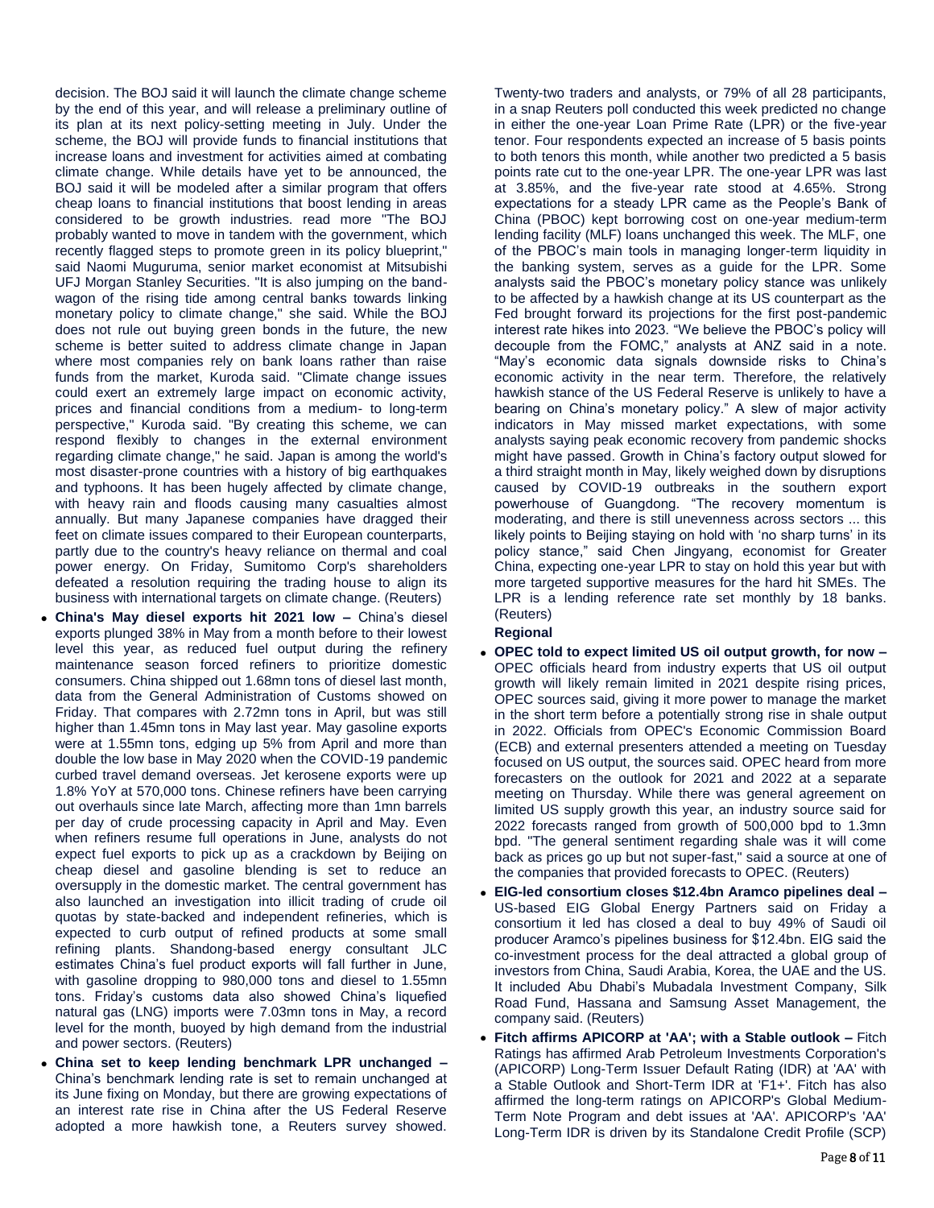decision. The BOJ said it will launch the climate change scheme by the end of this year, and will release a preliminary outline of its plan at its next policy-setting meeting in July. Under the scheme, the BOJ will provide funds to financial institutions that increase loans and investment for activities aimed at combating climate change. While details have yet to be announced, the BOJ said it will be modeled after a similar program that offers cheap loans to financial institutions that boost lending in areas considered to be growth industries. read more "The BOJ probably wanted to move in tandem with the government, which recently flagged steps to promote green in its policy blueprint," said Naomi Muguruma, senior market economist at Mitsubishi UFJ Morgan Stanley Securities. "It is also jumping on the band-wagon of the rising tide among central banks towards linking monetary policy to climate change," she said. While the BOJ does not rule out buying green bonds in the future, the new scheme is better suited to address climate change in Japan where most companies rely on bank loans rather than raise funds from the market, Kuroda said. "Climate change issues could exert an extremely large impact on economic activity, prices and financial conditions from a medium- to long-term perspective," Kuroda said. "By creating this scheme, we can respond flexibly to changes in the external environment regarding climate change," he said. Japan is among the world's most disaster-prone countries with a history of big earthquakes and typhoons. It has been hugely affected by climate change, with heavy rain and floods causing many casualties almost annually. But many Japanese companies have dragged their feet on climate issues compared to their European counterparts, partly due to the country's heavy reliance on thermal and coal power energy. On Friday, Sumitomo Corp's shareholders defeated a resolution requiring the trading house to align its business with international targets on climate change. (Reuters)

- **China's May diesel exports hit 2021 low –** China's diesel exports plunged 38% in May from a month before to their lowest level this year, as reduced fuel output during the refinery maintenance season forced refiners to prioritize domestic consumers. China shipped out 1.68mn tons of diesel last month, data from the General Administration of Customs showed on Friday. That compares with 2.72mn tons in April, but was still higher than 1.45mn tons in May last year. May gasoline exports were at 1.55mn tons, edging up 5% from April and more than double the low base in May 2020 when the COVID-19 pandemic curbed travel demand overseas. Jet kerosene exports were up 1.8% YoY at 570,000 tons. Chinese refiners have been carrying out overhauls since late March, affecting more than 1mn barrels per day of crude processing capacity in April and May. Even when refiners resume full operations in June, analysts do not expect fuel exports to pick up as a crackdown by Beijing on cheap diesel and gasoline blending is set to reduce an oversupply in the domestic market. The central government has also launched an investigation into illicit trading of crude oil quotas by state-backed and independent refineries, which is expected to curb output of refined products at some small refining plants. Shandong-based energy consultant JLC estimates China's fuel product exports will fall further in June, with gasoline dropping to 980,000 tons and diesel to 1.55mn tons. Friday's customs data also showed China's liquefied natural gas (LNG) imports were 7.03mn tons in May, a record level for the month, buoyed by high demand from the industrial and power sectors. (Reuters)
- **China set to keep lending benchmark LPR unchanged –** China's benchmark lending rate is set to remain unchanged at its June fixing on Monday, but there are growing expectations of an interest rate rise in China after the US Federal Reserve adopted a more hawkish tone, a Reuters survey showed. Twenty-two traders and analysts, or 79% of all 28 participants, in a snap Reuters poll conducted this week predicted no change in either the one-year Loan Prime Rate (LPR) or the five-year tenor. Four respondents expected an increase of 5 basis points to both tenors this month, while another two predicted a 5 basis points rate cut to the one-year LPR. The one-year LPR was last at 3.85%, and the five-year rate stood at 4.65%. Strong expectations for a steady LPR came as the People's Bank of China (PBOC) kept borrowing cost on one-year medium-term lending facility (MLF) loans unchanged this week. The MLF, one of the PBOC's main tools in managing longer-term liquidity in the banking system, serves as a guide for the LPR. Some analysts said the PBOC's monetary policy stance was unlikely to be affected by a hawkish change at its US counterpart as the Fed brought forward its projections for the first post-pandemic interest rate hikes into 2023. "We believe the PBOC's policy will decouple from the FOMC," analysts at ANZ said in a note. "May's economic data signals downside risks to China's economic activity in the near term. Therefore, the relatively hawkish stance of the US Federal Reserve is unlikely to have a bearing on China's monetary policy." A slew of major activity indicators in May missed market expectations, with some analysts saying peak economic recovery from pandemic shocks might have passed. Growth in China's factory output slowed for a third straight month in May, likely weighed down by disruptions caused by COVID-19 outbreaks in the southern export powerhouse of Guangdong. "The recovery momentum is moderating, and there is still unevenness across sectors ... this likely points to Beijing staying on hold with 'no sharp turns' in its policy stance," said Chen Jingyang, economist for Greater China, expecting one-year LPR to stay on hold this year but with more targeted supportive measures for the hard hit SMEs. The LPR is a lending reference rate set monthly by 18 banks. (Reuters)

**Regional**

- **OPEC told to expect limited US oil output growth, for now –** OPEC officials heard from industry experts that US oil output growth will likely remain limited in 2021 despite rising prices, OPEC sources said, giving it more power to manage the market in the short term before a potentially strong rise in shale output in 2022. Officials from OPEC's Economic Commission Board (ECB) and external presenters attended a meeting on Tuesday focused on US output, the sources said. OPEC heard from more forecasters on the outlook for 2021 and 2022 at a separate meeting on Thursday. While there was general agreement on limited US supply growth this year, an industry source said for 2022 forecasts ranged from growth of 500,000 bpd to 1.3mn bpd. "The general sentiment regarding shale was it will come back as prices go up but not super-fast," said a source at one of the companies that provided forecasts to OPEC. (Reuters)
- **EIG-led consortium closes $12.4bn Aramco pipelines deal –** US-based EIG Global Energy Partners said on Friday a consortium it led has closed a deal to buy 49% of Saudi oil producer Aramco's pipelines business for $12.4bn. EIG said the co-investment process for the deal attracted a global group of investors from China, Saudi Arabia, Korea, the UAE and the US. It included Abu Dhabi's Mubadala Investment Company, Silk Road Fund, Hassana and Samsung Asset Management, the company said. (Reuters)
- **Fitch affirms APICORP at 'AA'; with a Stable outlook –** Fitch Ratings has affirmed Arab Petroleum Investments Corporation's (APICORP) Long-Term Issuer Default Rating (IDR) at 'AA' with a Stable Outlook and Short-Term IDR at 'F1+'. Fitch has also affirmed the long-term ratings on APICORP's Global Medium-Term Note Program and debt issues at 'AA'. APICORP's 'AA' Long-Term IDR is driven by its Standalone Credit Profile (SCP)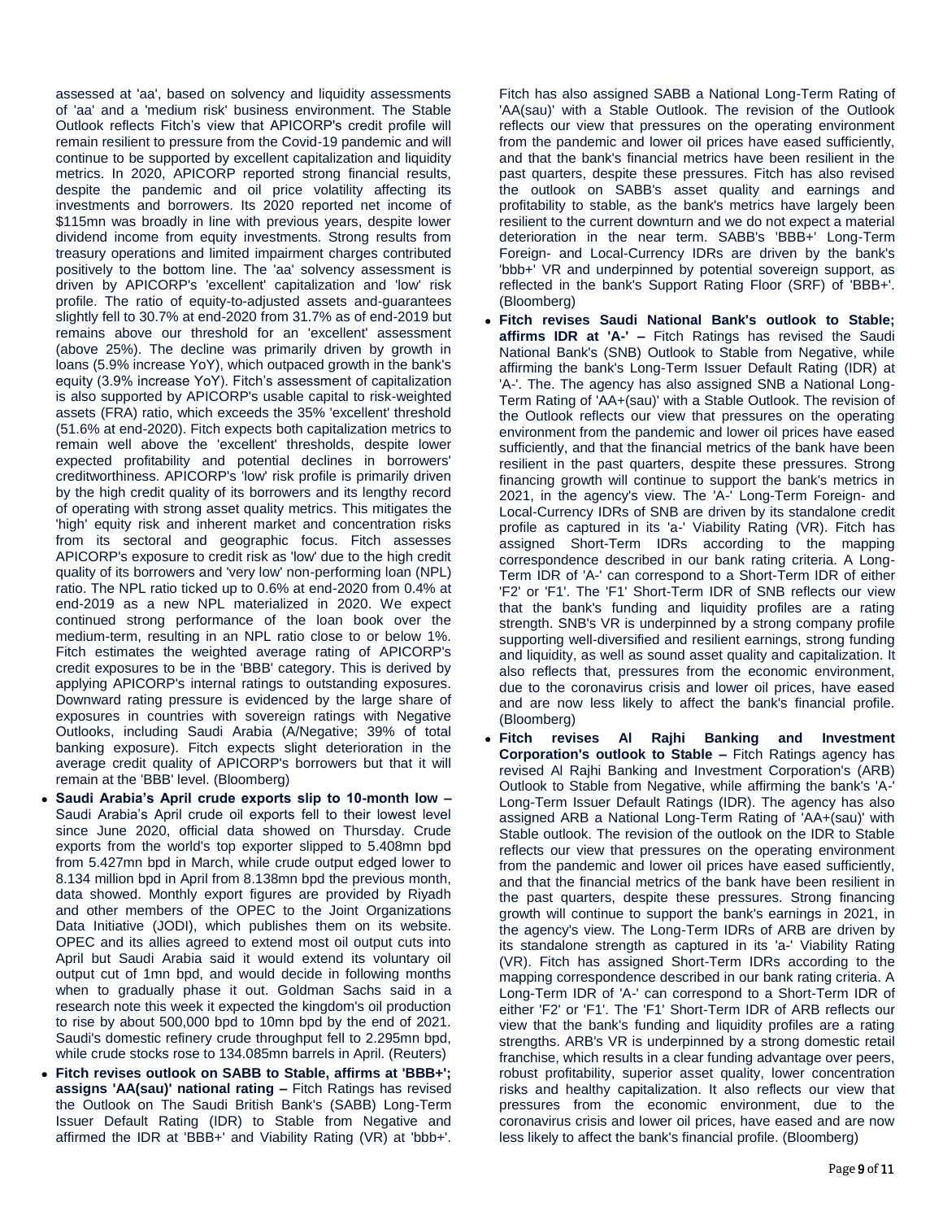assessed at 'aa', based on solvency and liquidity assessments of 'aa' and a 'medium risk' business environment. The Stable Outlook reflects Fitch's view that APICORP's credit profile will remain resilient to pressure from the Covid-19 pandemic and will continue to be supported by excellent capitalization and liquidity metrics. In 2020, APICORP reported strong financial results, despite the pandemic and oil price volatility affecting its investments and borrowers. Its 2020 reported net income of $115mn was broadly in line with previous years, despite lower dividend income from equity investments. Strong results from treasury operations and limited impairment charges contributed positively to the bottom line. The 'aa' solvency assessment is driven by APICORP's 'excellent' capitalization and 'low' risk profile. The ratio of equity-to-adjusted assets and-guarantees slightly fell to 30.7% at end-2020 from 31.7% as of end-2019 but remains above our threshold for an 'excellent' assessment (above 25%). The decline was primarily driven by growth in loans (5.9% increase YoY), which outpaced growth in the bank's equity (3.9% increase YoY). Fitch's assessment of capitalization is also supported by APICORP's usable capital to risk-weighted assets (FRA) ratio, which exceeds the 35% 'excellent' threshold (51.6% at end-2020). Fitch expects both capitalization metrics to remain well above the 'excellent' thresholds, despite lower expected profitability and potential declines in borrowers' creditworthiness. APICORP's 'low' risk profile is primarily driven by the high credit quality of its borrowers and its lengthy record of operating with strong asset quality metrics. This mitigates the 'high' equity risk and inherent market and concentration risks from its sectoral and geographic focus. Fitch assesses APICORP's exposure to credit risk as 'low' due to the high credit quality of its borrowers and 'very low' non-performing loan (NPL) ratio. The NPL ratio ticked up to 0.6% at end-2020 from 0.4% at end-2019 as a new NPL materialized in 2020. We expect continued strong performance of the loan book over the medium-term, resulting in an NPL ratio close to or below 1%. Fitch estimates the weighted average rating of APICORP's credit exposures to be in the 'BBB' category. This is derived by applying APICORP's internal ratings to outstanding exposures. Downward rating pressure is evidenced by the large share of exposures in countries with sovereign ratings with Negative Outlooks, including Saudi Arabia (A/Negative; 39% of total banking exposure). Fitch expects slight deterioration in the average credit quality of APICORP's borrowers but that it will remain at the 'BBB' level. (Bloomberg)

- **Saudi Arabia's April crude exports slip to 10-month low –** Saudi Arabia's April crude oil exports fell to their lowest level since June 2020, official data showed on Thursday. Crude exports from the world's top exporter slipped to 5.408mn bpd from 5.427mn bpd in March, while crude output edged lower to 8.134 million bpd in April from 8.138mn bpd the previous month, data showed. Monthly export figures are provided by Riyadh and other members of the OPEC to the Joint Organizations Data Initiative (JODI), which publishes them on its website. OPEC and its allies agreed to extend most oil output cuts into April but Saudi Arabia said it would extend its voluntary oil output cut of 1mn bpd, and would decide in following months when to gradually phase it out. Goldman Sachs said in a research note this week it expected the kingdom's oil production to rise by about 500,000 bpd to 10mn bpd by the end of 2021. Saudi's domestic refinery crude throughput fell to 2.295mn bpd, while crude stocks rose to 134.085mn barrels in April. (Reuters)
- **Fitch revises outlook on SABB to Stable, affirms at 'BBB+'; assigns 'AA(sau)' national rating –** Fitch Ratings has revised the Outlook on The Saudi British Bank's (SABB) Long-Term Issuer Default Rating (IDR) to Stable from Negative and affirmed the IDR at 'BBB+' and Viability Rating (VR) at 'bbb+'. Fitch has also assigned SABB a National Long-Term Rating of 'AA(sau)' with a Stable Outlook. The revision of the Outlook reflects our view that pressures on the operating environment from the pandemic and lower oil prices have eased sufficiently, and that the bank's financial metrics have been resilient in the past quarters, despite these pressures. Fitch has also revised the outlook on SABB's asset quality and earnings and profitability to stable, as the bank's metrics have largely been resilient to the current downturn and we do not expect a material deterioration in the near term. SABB's 'BBB+' Long-Term Foreign- and Local-Currency IDRs are driven by the bank's 'bbb+' VR and underpinned by potential sovereign support, as reflected in the bank's Support Rating Floor (SRF) of 'BBB+'. (Bloomberg)
- **Fitch revises Saudi National Bank's outlook to Stable; affirms IDR at 'A-' –** Fitch Ratings has revised the Saudi National Bank's (SNB) Outlook to Stable from Negative, while affirming the bank's Long-Term Issuer Default Rating (IDR) at 'A-'. The. The agency has also assigned SNB a National Long-Term Rating of 'AA+(sau)' with a Stable Outlook. The revision of the Outlook reflects our view that pressures on the operating environment from the pandemic and lower oil prices have eased sufficiently, and that the financial metrics of the bank have been resilient in the past quarters, despite these pressures. Strong financing growth will continue to support the bank's metrics in 2021, in the agency's view. The 'A-' Long-Term Foreign- and Local-Currency IDRs of SNB are driven by its standalone credit profile as captured in its 'a-' Viability Rating (VR). Fitch has assigned Short-Term IDRs according to the mapping correspondence described in our bank rating criteria. A Long-Term IDR of 'A-' can correspond to a Short-Term IDR of either 'F2' or 'F1'. The 'F1' Short-Term IDR of SNB reflects our view that the bank's funding and liquidity profiles are a rating strength. SNB's VR is underpinned by a strong company profile supporting well-diversified and resilient earnings, strong funding and liquidity, as well as sound asset quality and capitalization. It also reflects that, pressures from the economic environment, due to the coronavirus crisis and lower oil prices, have eased and are now less likely to affect the bank's financial profile. (Bloomberg)
- **Fitch revises Al Rajhi Banking and Investment Corporation's outlook to Stable –** Fitch Ratings agency has revised Al Rajhi Banking and Investment Corporation's (ARB) Outlook to Stable from Negative, while affirming the bank's 'A-' Long-Term Issuer Default Ratings (IDR). The agency has also assigned ARB a National Long-Term Rating of 'AA+(sau)' with Stable outlook. The revision of the outlook on the IDR to Stable reflects our view that pressures on the operating environment from the pandemic and lower oil prices have eased sufficiently, and that the financial metrics of the bank have been resilient in the past quarters, despite these pressures. Strong financing growth will continue to support the bank's earnings in 2021, in the agency's view. The Long-Term IDRs of ARB are driven by its standalone strength as captured in its 'a-' Viability Rating (VR). Fitch has assigned Short-Term IDRs according to the mapping correspondence described in our bank rating criteria. A Long-Term IDR of 'A-' can correspond to a Short-Term IDR of either 'F2' or 'F1'. The 'F1' Short-Term IDR of ARB reflects our view that the bank's funding and liquidity profiles are a rating strengths. ARB's VR is underpinned by a strong domestic retail franchise, which results in a clear funding advantage over peers, robust profitability, superior asset quality, lower concentration risks and healthy capitalization. It also reflects our view that pressures from the economic environment, due to the coronavirus crisis and lower oil prices, have eased and are now less likely to affect the bank's financial profile. (Bloomberg)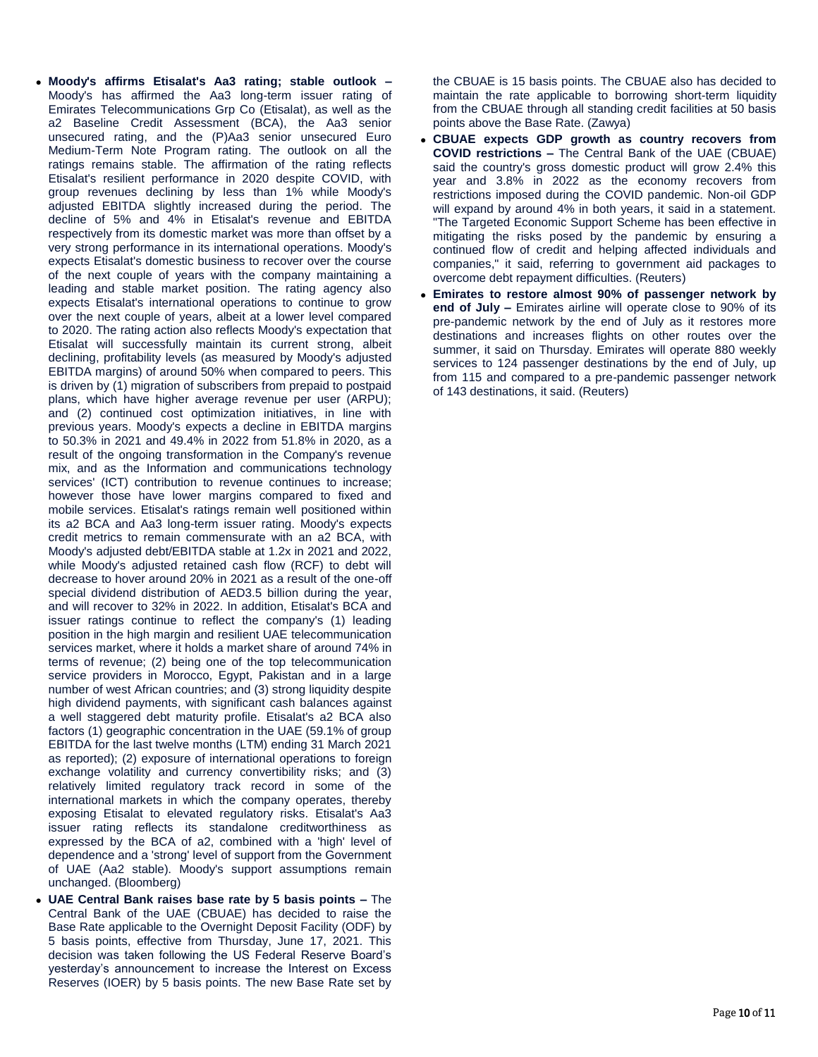- **Moody's affirms Etisalat's Aa3 rating; stable outlook –** Moody's has affirmed the Aa3 long-term issuer rating of Emirates Telecommunications Grp Co (Etisalat), as well as the a2 Baseline Credit Assessment (BCA), the Aa3 senior unsecured rating, and the (P)Aa3 senior unsecured Euro Medium-Term Note Program rating. The outlook on all the ratings remains stable. The affirmation of the rating reflects Etisalat's resilient performance in 2020 despite COVID, with group revenues declining by less than 1% while Moody's adjusted EBITDA slightly increased during the period. The decline of 5% and 4% in Etisalat's revenue and EBITDA respectively from its domestic market was more than offset by a very strong performance in its international operations. Moody's expects Etisalat's domestic business to recover over the course of the next couple of years with the company maintaining a leading and stable market position. The rating agency also expects Etisalat's international operations to continue to grow over the next couple of years, albeit at a lower level compared to 2020. The rating action also reflects Moody's expectation that Etisalat will successfully maintain its current strong, albeit declining, profitability levels (as measured by Moody's adjusted EBITDA margins) of around 50% when compared to peers. This is driven by (1) migration of subscribers from prepaid to postpaid plans, which have higher average revenue per user (ARPU); and (2) continued cost optimization initiatives, in line with previous years. Moody's expects a decline in EBITDA margins to 50.3% in 2021 and 49.4% in 2022 from 51.8% in 2020, as a result of the ongoing transformation in the Company's revenue mix, and as the Information and communications technology services' (ICT) contribution to revenue continues to increase; however those have lower margins compared to fixed and mobile services. Etisalat's ratings remain well positioned within its a2 BCA and Aa3 long-term issuer rating. Moody's expects credit metrics to remain commensurate with an a2 BCA, with Moody's adjusted debt/EBITDA stable at 1.2x in 2021 and 2022, while Moody's adjusted retained cash flow (RCF) to debt will decrease to hover around 20% in 2021 as a result of the one-off special dividend distribution of AED3.5 billion during the year, and will recover to 32% in 2022. In addition, Etisalat's BCA and issuer ratings continue to reflect the company's (1) leading position in the high margin and resilient UAE telecommunication services market, where it holds a market share of around 74% in terms of revenue; (2) being one of the top telecommunication service providers in Morocco, Egypt, Pakistan and in a large number of west African countries; and (3) strong liquidity despite high dividend payments, with significant cash balances against a well staggered debt maturity profile. Etisalat's a2 BCA also factors (1) geographic concentration in the UAE (59.1% of group EBITDA for the last twelve months (LTM) ending 31 March 2021 as reported); (2) exposure of international operations to foreign exchange volatility and currency convertibility risks; and (3) relatively limited regulatory track record in some of the international markets in which the company operates, thereby exposing Etisalat to elevated regulatory risks. Etisalat's Aa3 issuer rating reflects its standalone creditworthiness as expressed by the BCA of a2, combined with a 'high' level of dependence and a 'strong' level of support from the Government of UAE (Aa2 stable). Moody's support assumptions remain unchanged. (Bloomberg)
- **UAE Central Bank raises base rate by 5 basis points –** The Central Bank of the UAE (CBUAE) has decided to raise the Base Rate applicable to the Overnight Deposit Facility (ODF) by 5 basis points, effective from Thursday, June 17, 2021. This decision was taken following the US Federal Reserve Board's yesterday's announcement to increase the Interest on Excess Reserves (IOER) by 5 basis points. The new Base Rate set by the CBUAE is 15 basis points. The CBUAE also has decided to maintain the rate applicable to borrowing short-term liquidity from the CBUAE through all standing credit facilities at 50 basis points above the Base Rate. (Zawya)
- **CBUAE expects GDP growth as country recovers from COVID restrictions –** The Central Bank of the UAE (CBUAE) said the country's gross domestic product will grow 2.4% this year and 3.8% in 2022 as the economy recovers from restrictions imposed during the COVID pandemic. Non-oil GDP will expand by around 4% in both years, it said in a statement. "The Targeted Economic Support Scheme has been effective in mitigating the risks posed by the pandemic by ensuring a continued flow of credit and helping affected individuals and companies," it said, referring to government aid packages to overcome debt repayment difficulties. (Reuters)
- **Emirates to restore almost 90% of passenger network by end of July –** Emirates airline will operate close to 90% of its pre-pandemic network by the end of July as it restores more destinations and increases flights on other routes over the summer, it said on Thursday. Emirates will operate 880 weekly services to 124 passenger destinations by the end of July, up from 115 and compared to a pre-pandemic passenger network of 143 destinations, it said. (Reuters)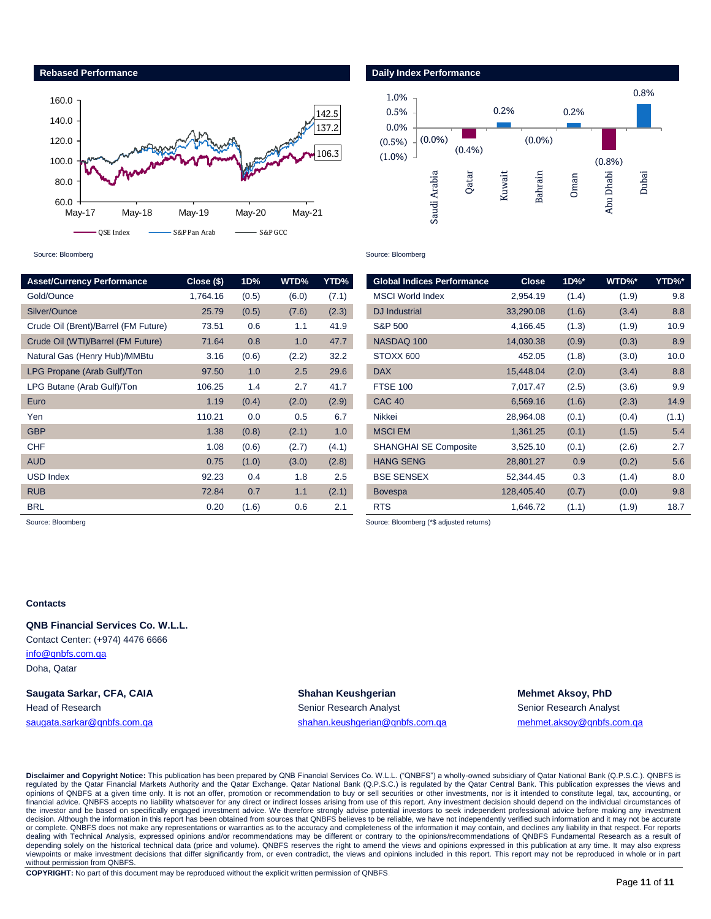## Rebased Performance

160.0
140.0
120.0
100.0
80.0
60.0
May-17 May-18 May-19 May-20 May-21
142.5
137.2
106.3
QSE Index S&P Pan Arab S&P GCC

Source: Bloomberg

## Daily Index Performance

1.0%
0.5%
0.0%
(0.5%)
(1.0%)
(0.0%) (0.4%) 0.2% (0.0%) 0.2% (0.8%) 0.8%
Saudi Arabia Qatar Kuwait Bahrain Oman Abu Dhabi Dubai

Source: Bloomberg

| Asset/Currency Performance | Close ($) | 1D% | WTD% | YTD% |
|---|---|---|---|---|
| Gold/Ounce | 1,764.16 | (0.5) | (6.0) | (7.1) |
| Silver/Ounce | 25.79 | (0.5) | (7.6) | (2.3) |
| Crude Oil (Brent)/Barrel (FM Future) | 73.51 | 0.6 | 1.1 | 41.9 |
| Crude Oil (WTI)/Barrel (FM Future) | 71.64 | 0.8 | 1.0 | 47.7 |
| Natural Gas (Henry Hub)/MMBtu | 3.16 | (0.6) | (2.2) | 32.2 |
| LPG Propane (Arab Gulf)/Ton | 97.50 | 1.0 | 2.5 | 29.6 |
| LPG Butane (Arab Gulf)/Ton | 106.25 | 1.4 | 2.7 | 41.7 |
| Euro | 1.19 | (0.4) | (2.0) | (2.9) |
| Yen | 110.21 | 0.0 | 0.5 | 6.7 |
| GBP | 1.38 | (0.8) | (2.1) | 1.0 |
| CHF | 1.08 | (0.6) | (2.7) | (4.1) |
| AUD | 0.75 | (1.0) | (3.0) | (2.8) |
| USD Index | 92.23 | 0.4 | 1.8 | 2.5 |
| RUB | 72.84 | 0.7 | 1.1 | (2.1) |
| BRL | 0.20 | (1.6) | 0.6 | 2.1 |

Source: Bloomberg

| Global Indices Performance | Close | 1D%* | WTD%* | YTD%* |
|---|---|---|---|---|
| MSCI World Index | 2,954.19 | (1.4) | (1.9) | 9.8 |
| DJ Industrial | 33,290.08 | (1.6) | (3.4) | 8.8 |
| S&P 500 | 4,166.45 | (1.3) | (1.9) | 10.9 |
| NASDAQ 100 | 14,030.38 | (0.9) | (0.3) | 8.9 |
| STOXX 600 | 452.05 | (1.8) | (3.0) | 10.0 |
| DAX | 15,448.04 | (2.0) | (3.4) | 8.8 |
| FTSE 100 | 7,017.47 | (2.5) | (3.6) | 9.9 |
| CAC 40 | 6,569.16 | (1.6) | (2.3) | 14.9 |
| Nikkei | 28,964.08 | (0.1) | (0.4) | (1.1) |
| MSCI EM | 1,361.25 | (0.1) | (1.5) | 5.4 |
| SHANGHAI SE Composite | 3,525.10 | (0.1) | (2.6) | 2.7 |
| HANG SENG | 28,801.27 | 0.9 | (0.2) | 5.6 |
| BSE SENSEX | 52,344.45 | 0.3 | (1.4) | 8.0 |
| Bovespa | 128,405.40 | (0.7) | (0.0) | 9.8 |
| RTS | 1,646.72 | (1.1) | (1.9) | 18.7 |

Source: Bloomberg (*$ adjusted returns)

**Contacts**

**QNB Financial Services Co. W.L.L.**
Contact Center: (+974) 4476 6666
info@qnbfs.com.qa
Doha, Qatar

**Saugata Sarkar, CFA, CAIA**
Head of Research
saugata.sarkar@qnbfs.com.qa

**Shahan Keushgerian**
Senior Research Analyst
shahan.keushgerian@qnbfs.com.qa

**Mehmet Aksoy, PhD**
Senior Research Analyst
mehmet.aksoy@qnbfs.com.qa

**Disclaimer and Copyright Notice:** This publication has been prepared by QNB Financial Services Co. W.L.L. ("QNBFS") a wholly-owned subsidiary of Qatar National Bank (Q.P.S.C.). QNBFS is regulated by the Qatar Financial Markets Authority and the Qatar Exchange. Qatar National Bank (Q.P.S.C.) is regulated by the Qatar Central Bank. This publication expresses the views and opinions of QNBFS at a given time only. It is not an offer, promotion or recommendation to buy or sell securities or other investments, nor is it intended to constitute legal, tax, accounting, or financial advice. QNBFS accepts no liability whatsoever for any direct or indirect losses arising from use of this report. Any investment decision should depend on the individual circumstances of the investor and be based on specifically engaged investment advice. We therefore strongly advise potential investors to seek independent professional advice before making any investment decision. Although the information in this report has been obtained from sources that QNBFS believes to be reliable, we have not independently verified such information and it may not be accurate or complete. QNBFS does not make any representations or warranties as to the accuracy and completeness of the information it may contain, and declines any liability in that respect. For reports dealing with Technical Analysis, expressed opinions and/or recommendations may be different or contrary to the opinions/recommendations of QNBFS Fundamental Research as a result of depending solely on the historical technical data (price and volume). QNBFS reserves the right to amend the views and opinions expressed in this publication at any time. It may also express viewpoints or make investment decisions that differ significantly from, or even contradict, the views and opinions included in this report. This report may not be reproduced in whole or in part without permission from QNBFS.

**COPYRIGHT:** No part of this document may be reproduced without the explicit written permission of QNBFS